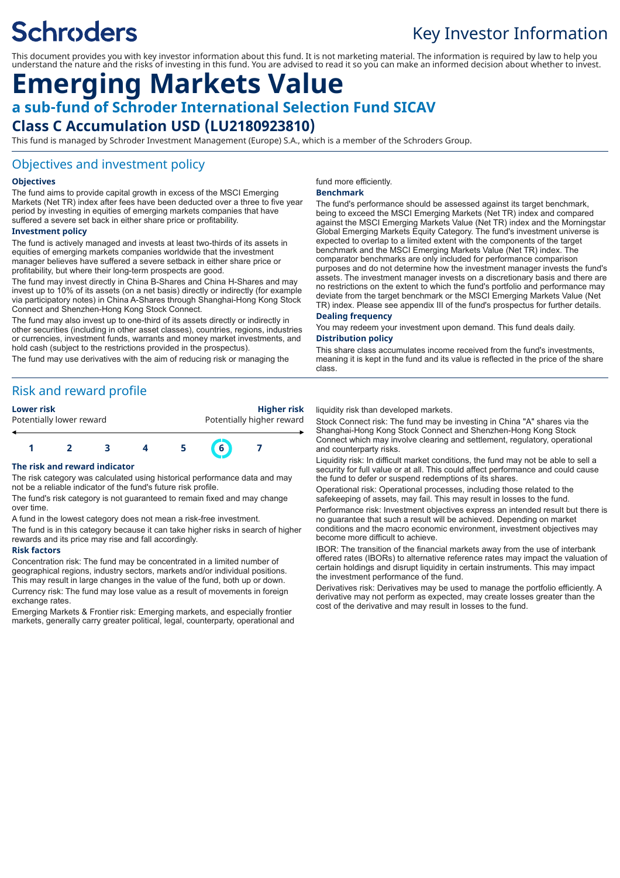Schroders

# Key Investor Information

This document provides you with key investor information about this fund. It is not marketing material. The information is required by law to help you understand the nature and the risks of investing in this fund. You are advised to read it so you can make an informed decision about whether to invest.

# Emerging Markets Value

## a sub-fund of Schroder International Selection Fund SICAV

## Class C Accumulation USD (LU2180923810)

This fund is managed by Schroder Investment Management (Europe) S.A., which is a member of the Schroders Group.

## Objectives and investment policy

### Objectives

The fund aims to provide capital growth in excess of the MSCI Emerging Markets (Net TR) index after fees have been deducted over a three to five year period by investing in equities of emerging markets companies that have suffered a severe set back in either share price or profitability.

### Investment policy

The fund is actively managed and invests at least two-thirds of its assets in equities of emerging markets companies worldwide that the investment manager believes have suffered a severe setback in either share price or profitability, but where their long-term prospects are good.

The fund may invest directly in China B-Shares and China H-Shares and may invest up to 10% of its assets (on a net basis) directly or indirectly (for example via participatory notes) in China A-Shares through Shanghai-Hong Kong Stock Connect and Shenzhen-Hong Kong Stock Connect.

The fund may also invest up to one-third of its assets directly or indirectly in other securities (including in other asset classes), countries, regions, industries or currencies, investment funds, warrants and money market investments, and hold cash (subject to the restrictions provided in the prospectus).

The fund may use derivatives with the aim of reducing risk or managing the fund more efficiently.

### Benchmark

The fund's performance should be assessed against its target benchmark, being to exceed the MSCI Emerging Markets (Net TR) index and compared against the MSCI Emerging Markets Value (Net TR) index and the Morningstar Global Emerging Markets Equity Category. The fund's investment universe is expected to overlap to a limited extent with the components of the target benchmark and the MSCI Emerging Markets Value (Net TR) index. The comparator benchmarks are only included for performance comparison purposes and do not determine how the investment manager invests the fund's assets. The investment manager invests on a discretionary basis and there are no restrictions on the extent to which the fund's portfolio and performance may deviate from the target benchmark or the MSCI Emerging Markets Value (Net TR) index. Please see appendix III of the fund's prospectus for further details.

### Dealing frequency

You may redeem your investment upon demand. This fund deals daily.

### Distribution policy

This share class accumulates income received from the fund's investments, meaning it is kept in the fund and its value is reflected in the price of the share class.

## Risk and reward profile

**Lower risk** Potentially lower reward — **Higher risk** Potentially higher reward

1 2 3 4 5 **6** 7

### The risk and reward indicator

The risk category was calculated using historical performance data and may not be a reliable indicator of the fund's future risk profile.

The fund's risk category is not guaranteed to remain fixed and may change over time.

A fund in the lowest category does not mean a risk-free investment.

The fund is in this category because it can take higher risks in search of higher rewards and its price may rise and fall accordingly.

### Risk factors

Concentration risk: The fund may be concentrated in a limited number of geographical regions, industry sectors, markets and/or individual positions. This may result in large changes in the value of the fund, both up or down.

Currency risk: The fund may lose value as a result of movements in foreign exchange rates.

Emerging Markets & Frontier risk: Emerging markets, and especially frontier markets, generally carry greater political, legal, counterparty, operational and liquidity risk than developed markets.

Stock Connect risk: The fund may be investing in China "A" shares via the Shanghai-Hong Kong Stock Connect and Shenzhen-Hong Kong Stock Connect which may involve clearing and settlement, regulatory, operational and counterparty risks.

Liquidity risk: In difficult market conditions, the fund may not be able to sell a security for full value or at all. This could affect performance and could cause the fund to defer or suspend redemptions of its shares.

Operational risk: Operational processes, including those related to the safekeeping of assets, may fail. This may result in losses to the fund.

Performance risk: Investment objectives express an intended result but there is no guarantee that such a result will be achieved. Depending on market conditions and the macro economic environment, investment objectives may become more difficult to achieve.

IBOR: The transition of the financial markets away from the use of interbank offered rates (IBORs) to alternative reference rates may impact the valuation of certain holdings and disrupt liquidity in certain instruments. This may impact the investment performance of the fund.

Derivatives risk: Derivatives may be used to manage the portfolio efficiently. A derivative may not perform as expected, may create losses greater than the cost of the derivative and may result in losses to the fund.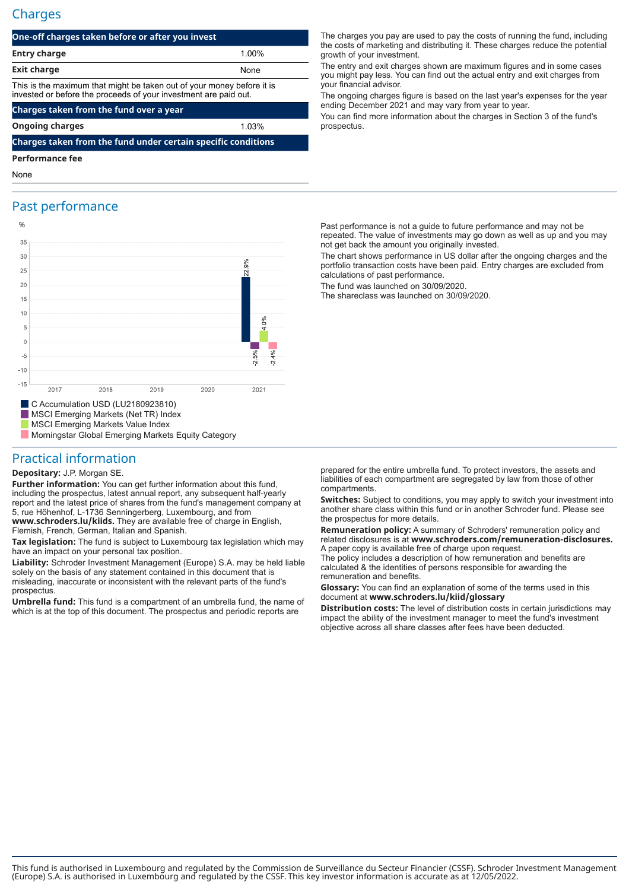## Charges

| One-off charges taken before or after you invest | |
|---|---|
| **Entry charge** | 1.00% |
| **Exit charge** | None |
| This is the maximum that might be taken out of your money before it is invested or before the proceeds of your investment are paid out. | |
| **Charges taken from the fund over a year** | |
| **Ongoing charges** | 1.03% |
| **Charges taken from the fund under certain specific conditions** | |
| **Performance fee** | |
| None | |

The charges you pay are used to pay the costs of running the fund, including the costs of marketing and distributing it. These charges reduce the potential growth of your investment.

The entry and exit charges shown are maximum figures and in some cases you might pay less. You can find out the actual entry and exit charges from your financial advisor.

The ongoing charges figure is based on the last year's expenses for the year ending December 2021 and may vary from year to year.

You can find more information about the charges in Section 3 of the fund's prospectus.

## Past performance

%

35
30
25
20
15
10
5
0
-5
-10
-15

2017 2018 2019 2020 2021

22.9%
-2.5%
4.0%
-2.4%

C Accumulation USD (LU2180923810)
MSCI Emerging Markets (Net TR) Index
MSCI Emerging Markets Value Index
Morningstar Global Emerging Markets Equity Category

Past performance is not a guide to future performance and may not be repeated. The value of investments may go down as well as up and you may not get back the amount you originally invested.

The chart shows performance in US dollar after the ongoing charges and the portfolio transaction costs have been paid. Entry charges are excluded from calculations of past performance.

The fund was launched on 30/09/2020.
The shareclass was launched on 30/09/2020.

## Practical information

**Depositary:** J.P. Morgan SE.

**Further information:** You can get further information about this fund, including the prospectus, latest annual report, any subsequent half-yearly report and the latest price of shares from the fund's management company at 5, rue Höhenhof, L-1736 Senningerberg, Luxembourg, and from **www.schroders.lu/kiids.** They are available free of charge in English, Flemish, French, German, Italian and Spanish.

**Tax legislation:** The fund is subject to Luxembourg tax legislation which may have an impact on your personal tax position.

**Liability:** Schroder Investment Management (Europe) S.A. may be held liable solely on the basis of any statement contained in this document that is misleading, inaccurate or inconsistent with the relevant parts of the fund's prospectus.

**Umbrella fund:** This fund is a compartment of an umbrella fund, the name of which is at the top of this document. The prospectus and periodic reports are prepared for the entire umbrella fund. To protect investors, the assets and liabilities of each compartment are segregated by law from those of other compartments.

**Switches:** Subject to conditions, you may apply to switch your investment into another share class within this fund or in another Schroder fund. Please see the prospectus for more details.

**Remuneration policy:** A summary of Schroders' remuneration policy and related disclosures is at **www.schroders.com/remuneration-disclosures.** A paper copy is available free of charge upon request.
The policy includes a description of how remuneration and benefits are calculated & the identities of persons responsible for awarding the remuneration and benefits.

**Glossary:** You can find an explanation of some of the terms used in this document at **www.schroders.lu/kiid/glossary**

**Distribution costs:** The level of distribution costs in certain jurisdictions may impact the ability of the investment manager to meet the fund's investment objective across all share classes after fees have been deducted.

This fund is authorised in Luxembourg and regulated by the Commission de Surveillance du Secteur Financier (CSSF). Schroder Investment Management (Europe) S.A. is authorised in Luxembourg and regulated by the CSSF. This key investor information is accurate as at 12/05/2022.